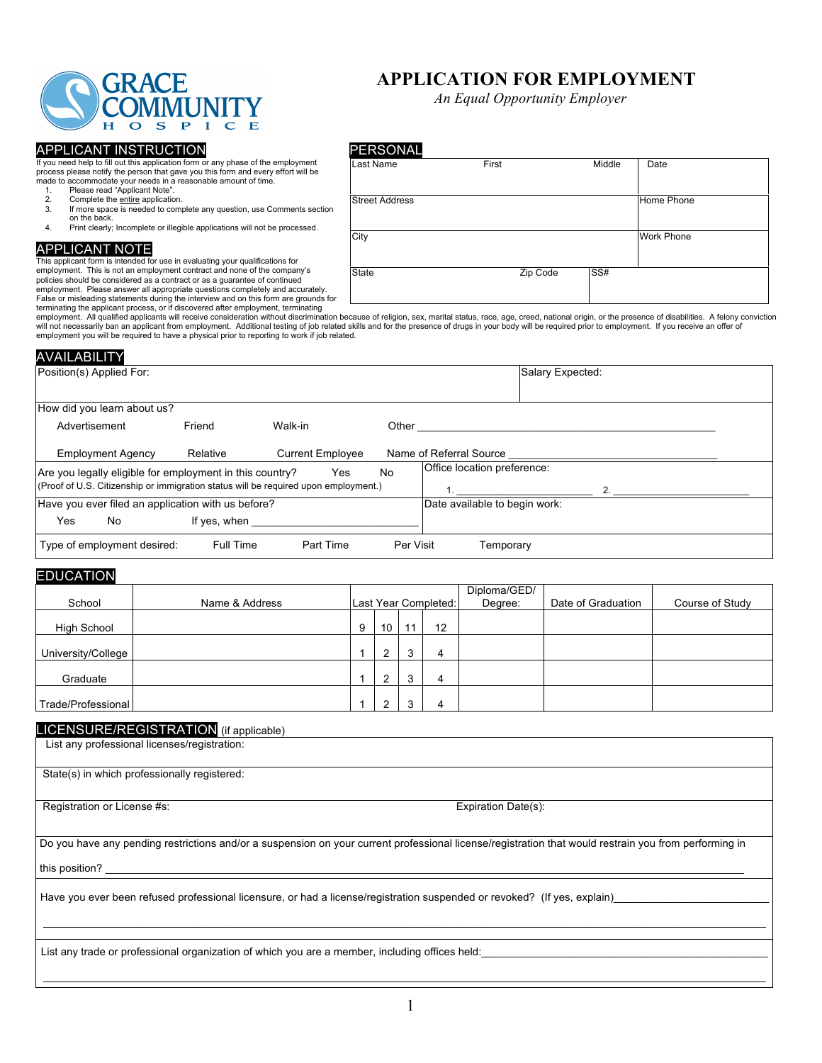GRACE COMMUNITY HOSPICE

# APPLICATION FOR EMPLOYMENT

*An Equal Opportunity Employer*

## APPLICANT INSTRUCTION

If you need help to fill out this application form or any phase of the employment process please notify the person that gave you this form and every effort will be made to accommodate your needs in a reasonable amount of time.

1. Please read "Applicant Note".
2. Complete the entire application.
3. If more space is needed to complete any question, use Comments section on the back.
4. Print clearly; Incomplete or illegible applications will not be processed.

## APPLICANT NOTE

This applicant form is intended for use in evaluating your qualifications for employment. This is not an employment contract and none of the company's policies should be considered as a contract or as a guarantee of continued employment. Please answer all appropriate questions completely and accurately. False or misleading statements during the interview and on this form are grounds for terminating the applicant process, or if discovered after employment, terminating employment. All qualified applicants will receive consideration without discrimination because of religion, sex, marital status, race, age, creed, national origin, or the presence of disabilities. A felony conviction will not necessarily ban an applicant from employment. Additional testing of job related skills and for the presence of drugs in your body will be required prior to employment. If you receive an offer of employment you will be required to have a physical prior to reporting to work if job related.

## PERSONAL

| | | | |
|---|---|---|---|
| Last Name | First | Middle | Date |
| Street Address | | | Home Phone |
| City | | | Work Phone |
| State | Zip Code | SS# | |

## AVAILABILITY

Position(s) Applied For: | Salary Expected:

How did you learn about us?

Advertisement   Friend   Walk-in   Other ______________________

Employment Agency   Relative   Current Employee   Name of Referral Source ______________________

Are you legally eligible for employment in this country?   Yes   No
(Proof of U.S. Citizenship or immigration status will be required upon employment.)

Office location preference: 1. ______________ 2. ______________

Have you ever filed an application with us before?
Yes   No   If yes, when ______________

Date available to begin work:

Type of employment desired:   Full Time   Part Time   Per Visit   Temporary

## EDUCATION

| School | Name & Address | Last Year Completed: | | | | Diploma/GED/ Degree: | Date of Graduation | Course of Study |
|---|---|---|---|---|---|---|---|---|
| High School | | 9 | 10 | 11 | 12 | | | |
| University/College | | 1 | 2 | 3 | 4 | | | |
| Graduate | | 1 | 2 | 3 | 4 | | | |
| Trade/Professional | | 1 | 2 | 3 | 4 | | | |

## LICENSURE/REGISTRATION (if applicable)

List any professional licenses/registration:

State(s) in which professionally registered:

Registration or License #s:   Expiration Date(s):

Do you have any pending restrictions and/or a suspension on your current professional license/registration that would restrain you from performing in this position? ______________________

Have you ever been refused professional licensure, or had a license/registration suspended or revoked? (If yes, explain) ______________________

List any trade or professional organization of which you are a member, including offices held: ______________________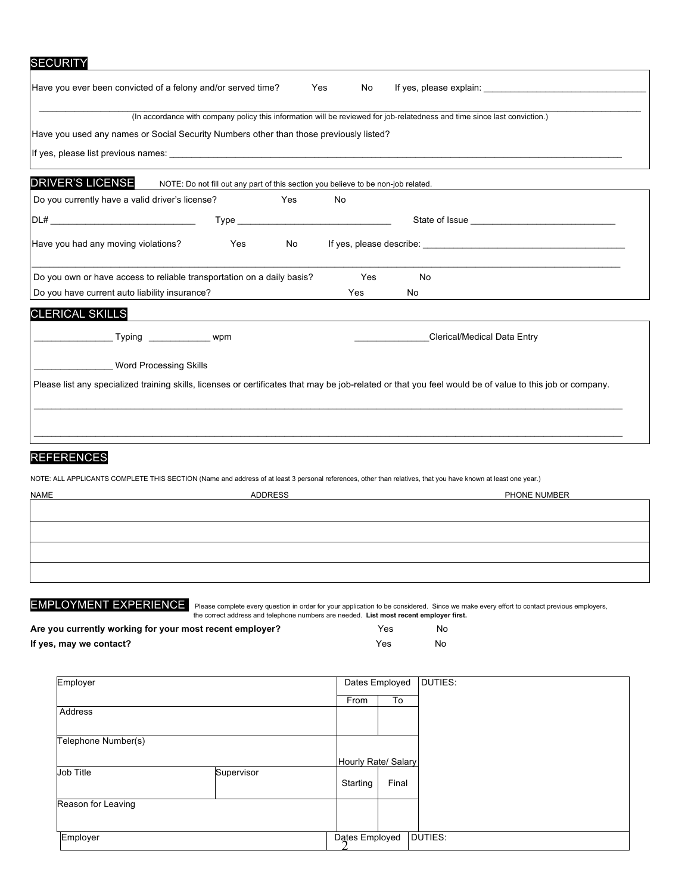## SECURITY

Have you ever been convicted of a felony and/or served time? Yes No If yes, please explain: ________________________________

________________________________________________________________________________

(In accordance with company policy this information will be reviewed for job-relatedness and time since last conviction.)

Have you used any names or Social Security Numbers other than those previously listed?

If yes, please list previous names: ________________________________________________________________

## DRIVER'S LICENSE

NOTE: Do not fill out any part of this section you believe to be non-job related.

Do you currently have a valid driver's license? Yes No

DL# ____________________________ Type ______________________________ State of Issue ____________________________

Have you had any moving violations? Yes No If yes, please describe: ________________________________________

________________________________________________________________________________

Do you own or have access to reliable transportation on a daily basis? Yes No

Do you have current auto liability insurance? Yes No

## CLERICAL SKILLS

_______________ Typing ____________ wpm

_______________ Clerical/Medical Data Entry

_______________ Word Processing Skills

Please list any specialized training skills, licenses or certificates that may be job-related or that you feel would be of value to this job or company.

________________________________________________________________________________

________________________________________________________________________________

## REFERENCES

NOTE: ALL APPLICANTS COMPLETE THIS SECTION (Name and address of at least 3 personal references, other than relatives, that you have known at least one year.)

| NAME | ADDRESS | PHONE NUMBER |
|---|---|---|
| | | |
| | | |
| | | |
| | | |

## EMPLOYMENT EXPERIENCE

Please complete every question in order for your application to be considered. Since we make every effort to contact previous employers, the correct address and telephone numbers are needed. **List most recent employer first.**

**Are you currently working for your most recent employer?** Yes No

**If yes, may we contact?** Yes No

| Employer | | Dates Employed | | DUTIES: |
|---|---|---|---|---|
| | | From | To | |
| Address | | | | |
| Telephone Number(s) | | Hourly Rate/ Salary | | |
| Job Title | Supervisor | Starting | Final | |
| Reason for Leaving | | | | |

| Employer | Dates Employed | DUTIES: |
|---|---|---|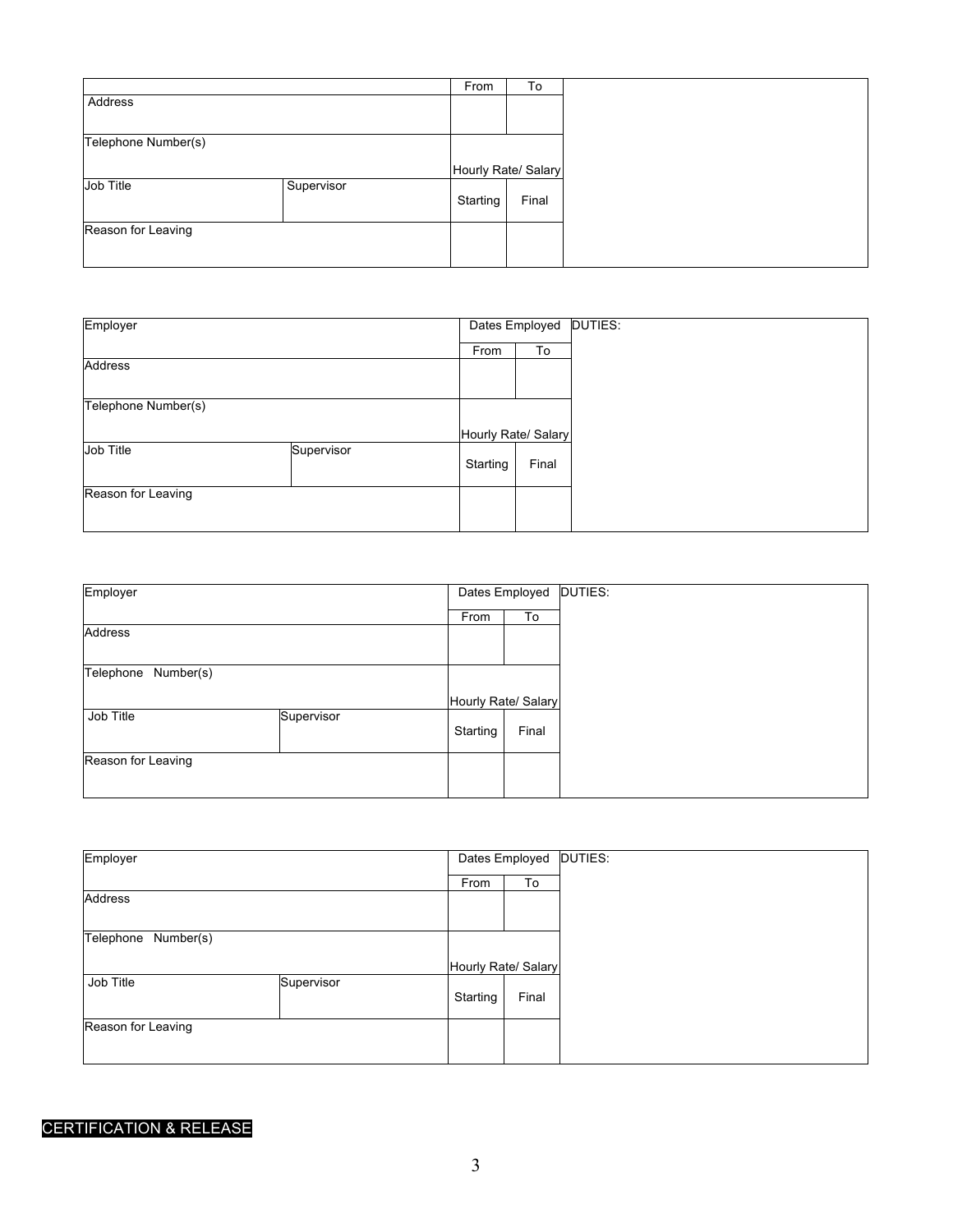| | From | To | |
|---|---|---|---|
| Address | | | |
| Telephone Number(s) | Hourly Rate/ Salary | | |
| Job Title / Supervisor | Starting | Final | |
| Reason for Leaving | | | |

| Employer | Dates Employed | | DUTIES: |
|---|---|---|---|
| | From | To | |
| Address | | | |
| Telephone Number(s) | Hourly Rate/ Salary | | |
| Job Title / Supervisor | Starting | Final | |
| Reason for Leaving | | | |

| Employer | Dates Employed | | DUTIES: |
|---|---|---|---|
| | From | To | |
| Address | | | |
| Telephone Number(s) | Hourly Rate/ Salary | | |
| Job Title / Supervisor | Starting | Final | |
| Reason for Leaving | | | |

| Employer | Dates Employed | | DUTIES: |
|---|---|---|---|
| | From | To | |
| Address | | | |
| Telephone Number(s) | Hourly Rate/ Salary | | |
| Job Title / Supervisor | Starting | Final | |
| Reason for Leaving | | | |

## CERTIFICATION & RELEASE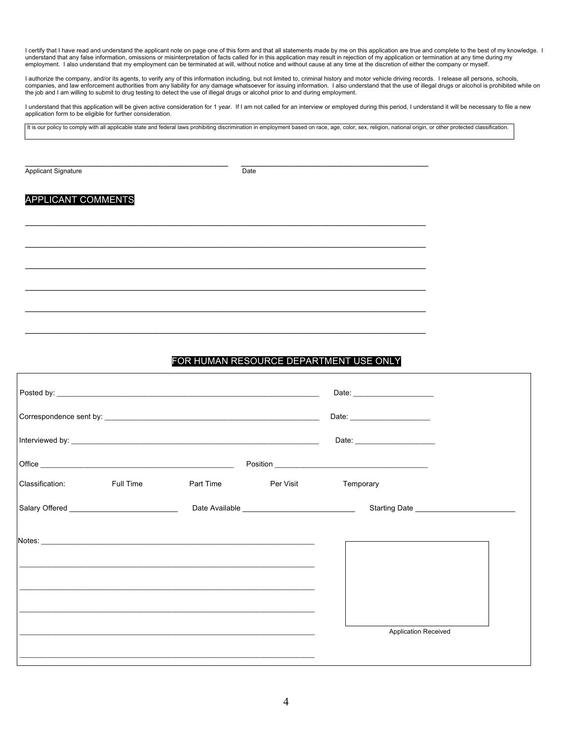I certify that I have read and understand the applicant note on page one of this form and that all statements made by me on this application are true and complete to the best of my knowledge. I understand that any false information, omissions or misinterpretation of facts called for in this application may result in rejection of my application or termination at any time during my employment. I also understand that my employment can be terminated at will, without notice and without cause at any time at the discretion of either the company or myself.

I authorize the company, and/or its agents, to verify any of this information including, but not limited to, criminal history and motor vehicle driving records. I release all persons, schools, companies, and law enforcement authorities from any liability for any damage whatsoever for issuing information. I also understand that the use of illegal drugs or alcohol is prohibited while on the job and I am willing to submit to drug testing to detect the use of illegal drugs or alcohol prior to and during employment.

I understand that this application will be given active consideration for 1 year. If I am not called for an interview or employed during this period, I understand it will be necessary to file a new application form to be eligible for further consideration.

It is our policy to comply with all applicable state and federal laws prohibiting discrimination in employment based on race, age, color, sex, religion, national origin, or other protected classification.

_______________________________________________ _______________________________________________

Applicant Signature Date

## APPLICANT COMMENTS

_______________________________________________________________________________________________

_______________________________________________________________________________________________

_______________________________________________________________________________________________

_______________________________________________________________________________________________

_______________________________________________________________________________________________

_______________________________________________________________________________________________

## FOR HUMAN RESOURCE DEPARTMENT USE ONLY

Posted by: ______________________________________________________________ Date: ___________________

Correspondence sent by: __________________________________________________ Date: ___________________

Interviewed by: __________________________________________________________ Date: ___________________

Office ______________________________________________ Position ___________________________________

Classification: Full Time Part Time Per Visit Temporary

Salary Offered __________________________ Date Available __________________________ Starting Date ________________________

Notes: _______________________________________________________________________

_______________________________________________________________________________

_______________________________________________________________________________

_______________________________________________________________________________

_______________________________________________________________________________

_______________________________________________________________________________

Application Received